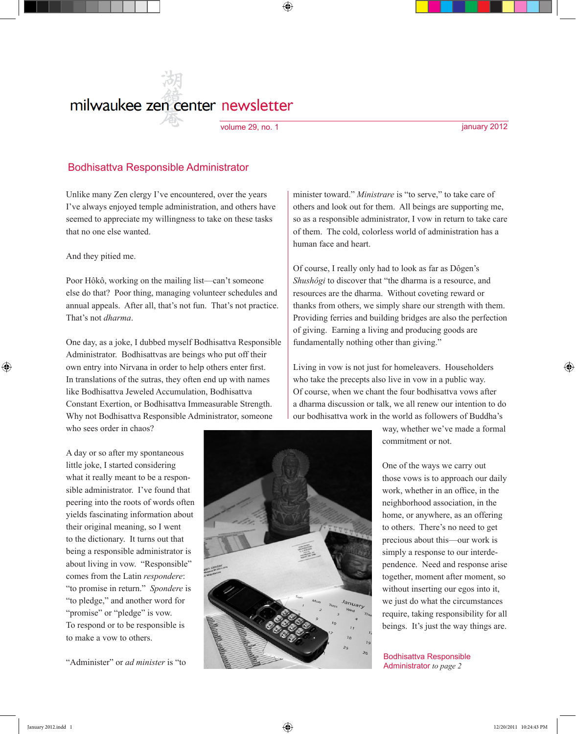# milwaukee zen center newsletter

volume 29, no. 1 — january 2012

## Bodhisattva Responsible Administrator

Unlike many Zen clergy I've encountered, over the years I've always enjoyed temple administration, and others have seemed to appreciate my willingness to take on these tasks that no one else wanted.

And they pitied me.

Poor Hôkô, working on the mailing list—can't someone else do that? Poor thing, managing volunteer schedules and annual appeals. After all, that's not fun. That's not practice. That's not *dharma*.

One day, as a joke, I dubbed myself Bodhisattva Responsible Administrator. Bodhisattvas are beings who put off their own entry into Nirvana in order to help others enter first. In translations of the sutras, they often end up with names like Bodhisattva Jeweled Accumulation, Bodhisattva Constant Exertion, or Bodhisattva Immeasurable Strength. Why not Bodhisattva Responsible Administrator, someone who sees order in chaos?

A day or so after my spontaneous little joke, I started considering what it really meant to be a responsible administrator. I've found that peering into the roots of words often yields fascinating information about their original meaning, so I went to the dictionary. It turns out that being a responsible administrator is about living in vow. "Responsible" comes from the Latin *respondere*: "to promise in return." *Spondere* is "to pledge," and another word for "promise" or "pledge" is vow. To respond or to be responsible is to make a vow to others.

"Administer" or *ad minister* is "to minister toward." *Ministrare* is "to serve," to take care of others and look out for them. All beings are supporting me, so as a responsible administrator, I vow in return to take care of them. The cold, colorless world of administration has a human face and heart.

Of course, I really only had to look as far as Dôgen's *Shushôgi* to discover that "the dharma is a resource, and resources are the dharma. Without coveting reward or thanks from others, we simply share our strength with them. Providing ferries and building bridges are also the perfection of giving. Earning a living and producing goods are fundamentally nothing other than giving."

Living in vow is not just for homeleavers. Householders who take the precepts also live in vow in a public way. Of course, when we chant the four bodhisattva vows after a dharma discussion or talk, we all renew our intention to do our bodhisattva work in the world as followers of Buddha's way, whether we've made a formal commitment or not.

One of the ways we carry out those vows is to approach our daily work, whether in an office, in the neighborhood association, in the home, or anywhere, as an offering to others. There's no need to get precious about this—our work is simply a response to our interdependence. Need and response arise together, moment after moment, so without inserting our egos into it, we just do what the circumstances require, taking responsibility for all beings. It's just the way things are.

Bodhisattva Responsible Administrator *to page 2*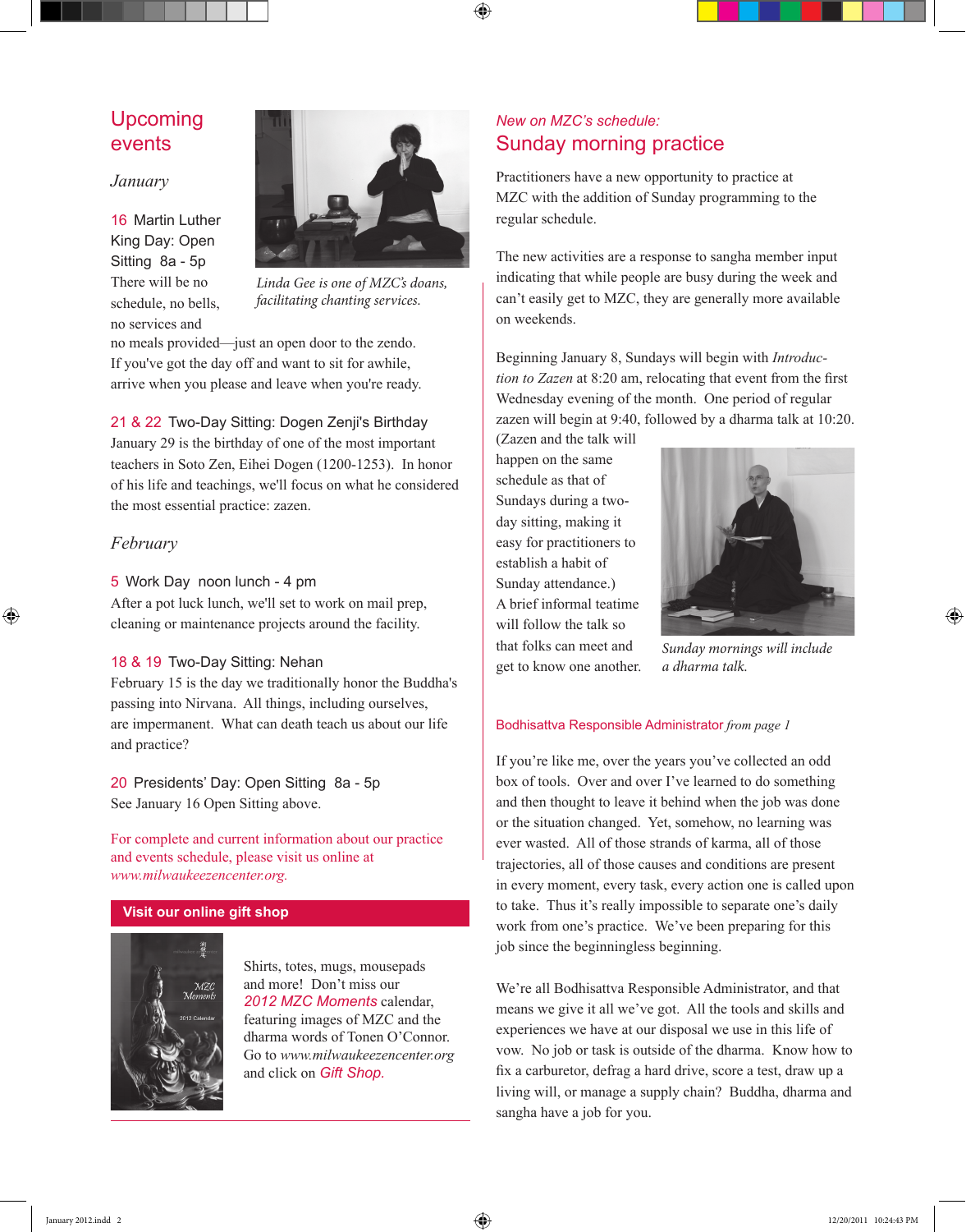## Upcoming events

*January*

**16** Martin Luther King Day: Open Sitting 8a - 5p

There will be no schedule, no bells, no services and no meals provided—just an open door to the zendo. If you've got the day off and want to sit for awhile, arrive when you please and leave when you're ready.

*Linda Gee is one of MZC's doans, facilitating chanting services.*

**21 & 22** Two-Day Sitting: Dogen Zenji's Birthday

January 29 is the birthday of one of the most important teachers in Soto Zen, Eihei Dogen (1200-1253). In honor of his life and teachings, we'll focus on what he considered the most essential practice: zazen.

*February*

**5** Work Day noon lunch - 4 pm

After a pot luck lunch, we'll set to work on mail prep, cleaning or maintenance projects around the facility.

**18 & 19** Two-Day Sitting: Nehan

February 15 is the day we traditionally honor the Buddha's passing into Nirvana. All things, including ourselves, are impermanent. What can death teach us about our life and practice?

**20** Presidents' Day: Open Sitting 8a - 5p

See January 16 Open Sitting above.

For complete and current information about our practice and events schedule, please visit us online at *www.milwaukeezencenter.org.*

### Visit our online gift shop

Shirts, totes, mugs, mousepads and more! Don't miss our *2012 MZC Moments* calendar, featuring images of MZC and the dharma words of Tonen O'Connor. Go to *www.milwaukeezencenter.org* and click on *Gift Shop.*

*New on MZC's schedule:*

## Sunday morning practice

Practitioners have a new opportunity to practice at MZC with the addition of Sunday programming to the regular schedule.

The new activities are a response to sangha member input indicating that while people are busy during the week and can't easily get to MZC, they are generally more available on weekends.

Beginning January 8, Sundays will begin with *Introduction to Zazen* at 8:20 am, relocating that event from the first Wednesday evening of the month. One period of regular zazen will begin at 9:40, followed by a dharma talk at 10:20. (Zazen and the talk will happen on the same schedule as that of Sundays during a two-day sitting, making it easy for practitioners to establish a habit of Sunday attendance.) A brief informal teatime will follow the talk so that folks can meet and get to know one another.

*Sunday mornings will include a dharma talk.*

### Bodhisattva Responsible Administrator *from page 1*

If you're like me, over the years you've collected an odd box of tools. Over and over I've learned to do something and then thought to leave it behind when the job was done or the situation changed. Yet, somehow, no learning was ever wasted. All of those strands of karma, all of those trajectories, all of those causes and conditions are present in every moment, every task, every action one is called upon to take. Thus it's really impossible to separate one's daily work from one's practice. We've been preparing for this job since the beginningless beginning.

We're all Bodhisattva Responsible Administrator, and that means we give it all we've got. All the tools and skills and experiences we have at our disposal we use in this life of vow. No job or task is outside of the dharma. Know how to fix a carburetor, defrag a hard drive, score a test, draw up a living will, or manage a supply chain? Buddha, dharma and sangha have a job for you.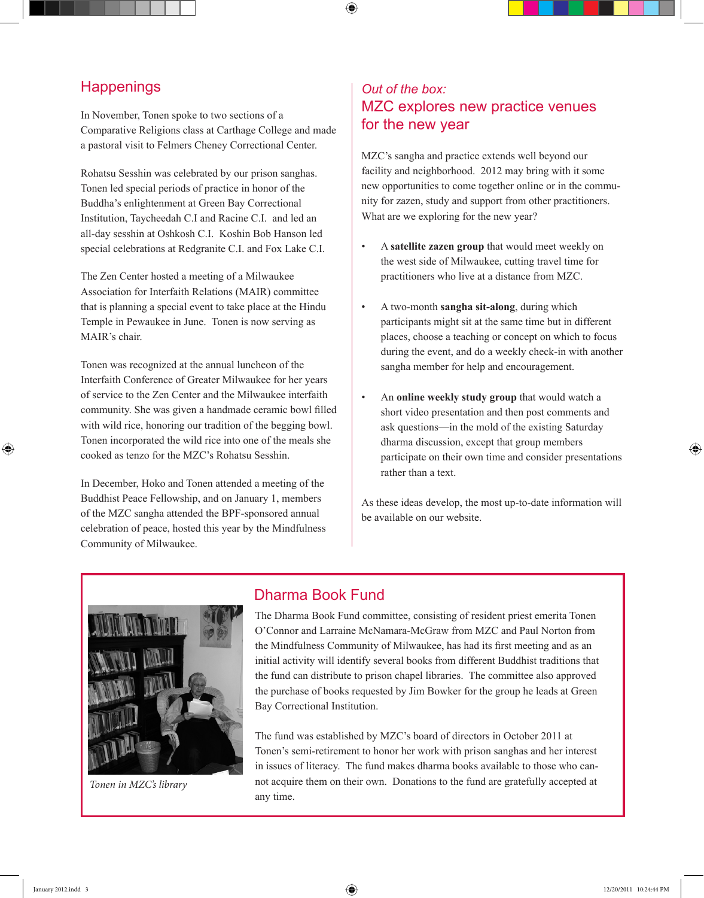## Happenings

In November, Tonen spoke to two sections of a Comparative Religions class at Carthage College and made a pastoral visit to Felmers Cheney Correctional Center.

Rohatsu Sesshin was celebrated by our prison sanghas. Tonen led special periods of practice in honor of the Buddha's enlightenment at Green Bay Correctional Institution, Taycheedah C.I and Racine C.I. and led an all-day sesshin at Oshkosh C.I. Koshin Bob Hanson led special celebrations at Redgranite C.I. and Fox Lake C.I.

The Zen Center hosted a meeting of a Milwaukee Association for Interfaith Relations (MAIR) committee that is planning a special event to take place at the Hindu Temple in Pewaukee in June. Tonen is now serving as MAIR's chair.

Tonen was recognized at the annual luncheon of the Interfaith Conference of Greater Milwaukee for her years of service to the Zen Center and the Milwaukee interfaith community. She was given a handmade ceramic bowl filled with wild rice, honoring our tradition of the begging bowl. Tonen incorporated the wild rice into one of the meals she cooked as tenzo for the MZC's Rohatsu Sesshin.

In December, Hoko and Tonen attended a meeting of the Buddhist Peace Fellowship, and on January 1, members of the MZC sangha attended the BPF-sponsored annual celebration of peace, hosted this year by the Mindfulness Community of Milwaukee.

## *Out of the box:* MZC explores new practice venues for the new year

MZC's sangha and practice extends well beyond our facility and neighborhood. 2012 may bring with it some new opportunities to come together online or in the community for zazen, study and support from other practitioners. What are we exploring for the new year?

- A **satellite zazen group** that would meet weekly on the west side of Milwaukee, cutting travel time for practitioners who live at a distance from MZC.
- A two-month **sangha sit-along**, during which participants might sit at the same time but in different places, choose a teaching or concept on which to focus during the event, and do a weekly check-in with another sangha member for help and encouragement.
- An **online weekly study group** that would watch a short video presentation and then post comments and ask questions—in the mold of the existing Saturday dharma discussion, except that group members participate on their own time and consider presentations rather than a text.

As these ideas develop, the most up-to-date information will be available on our website.

## Dharma Book Fund

*Tonen in MZC's library*

The Dharma Book Fund committee, consisting of resident priest emerita Tonen O'Connor and Larraine McNamara-McGraw from MZC and Paul Norton from the Mindfulness Community of Milwaukee, has had its first meeting and as an initial activity will identify several books from different Buddhist traditions that the fund can distribute to prison chapel libraries. The committee also approved the purchase of books requested by Jim Bowker for the group he leads at Green Bay Correctional Institution.

The fund was established by MZC's board of directors in October 2011 at Tonen's semi-retirement to honor her work with prison sanghas and her interest in issues of literacy. The fund makes dharma books available to those who cannot acquire them on their own. Donations to the fund are gratefully accepted at any time.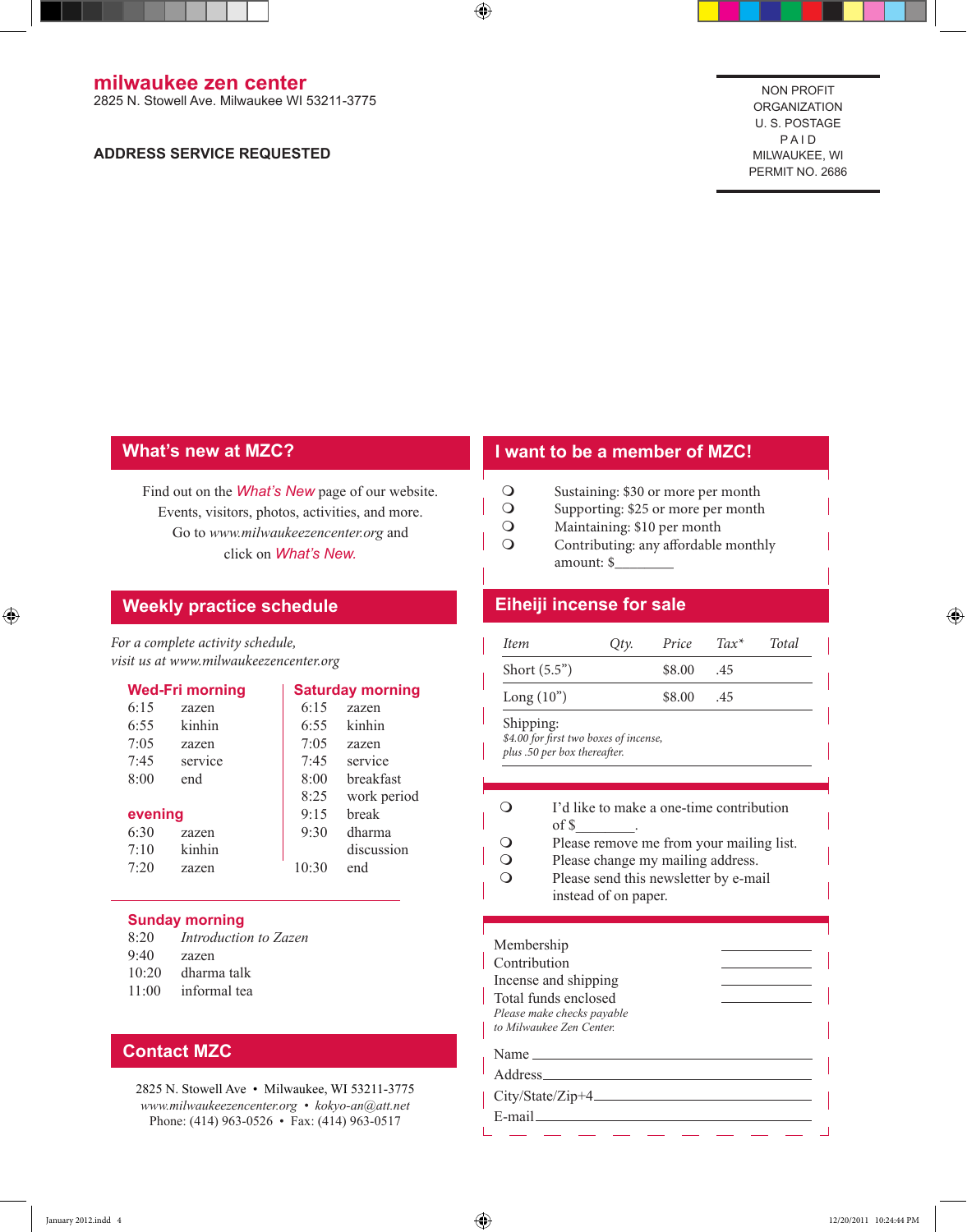**milwaukee zen center**
2825 N. Stowell Ave. Milwaukee WI 53211-3775

**ADDRESS SERVICE REQUESTED**

NON PROFIT
ORGANIZATION
U. S. POSTAGE
P A I D
MILWAUKEE, WI
PERMIT NO. 2686

## What's new at MZC?

Find out on the *What's New* page of our website. Events, visitors, photos, activities, and more. Go to *www.milwaukeezencenter.org* and click on *What's New.*

## Weekly practice schedule

*For a complete activity schedule, visit us at www.milwaukeezencenter.org*

### Wed-Fri morning

| | |
|---|---|
| 6:15 | zazen |
| 6:55 | kinhin |
| 7:05 | zazen |
| 7:45 | service |
| 8:00 | end |

### evening

| | |
|---|---|
| 6:30 | zazen |
| 7:10 | kinhin |
| 7:20 | zazen |

### Saturday morning

| | |
|---|---|
| 6:15 | zazen |
| 6:55 | kinhin |
| 7:05 | zazen |
| 7:45 | service |
| 8:00 | breakfast |
| 8:25 | work period |
| 9:15 | break |
| 9:30 | dharma discussion |
| 10:30 | end |

### Sunday morning

| | |
|---|---|
| 8:20 | *Introduction to Zazen* |
| 9:40 | zazen |
| 10:20 | dharma talk |
| 11:00 | informal tea |

## Contact MZC

2825 N. Stowell Ave • Milwaukee, WI 53211-3775
*www.milwaukeezencenter.org* • *kokyo-an@att.net*
Phone: (414) 963-0526 • Fax: (414) 963-0517

## I want to be a member of MZC!

- ❍ Sustaining: $30 or more per month
- ❍ Supporting: $25 or more per month
- ❍ Maintaining: $10 per month
- ❍ Contributing: any affordable monthly amount: $________

## Eiheiji incense for sale

| *Item* | *Qty.* | *Price* | *Tax** | *Total* |
|---|---|---|---|---|
| Short (5.5") | | $8.00 | .45 | |
| Long (10") | | $8.00 | .45 | |

Shipping:
*$4.00 for first two boxes of incense, plus .50 per box thereafter.*

- ❍ I'd like to make a one-time contribution of $________.
- ❍ Please remove me from your mailing list.
- ❍ Please change my mailing address.
- ❍ Please send this newsletter by e-mail instead of on paper.

Membership ____________
Contribution ____________
Incense and shipping ____________
Total funds enclosed ____________
*Please make checks payable to Milwaukee Zen Center.*

Name ________________________________
Address ________________________________
City/State/Zip+4 ________________________________
E-mail ________________________________